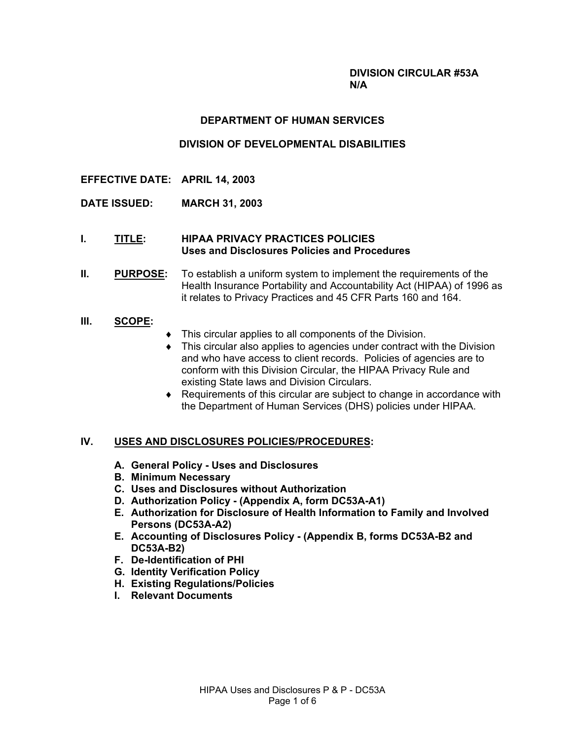**DIVISION CIRCULAR #53A**
**N/A**

**DEPARTMENT OF HUMAN SERVICES**

**DIVISION OF DEVELOPMENTAL DISABILITIES**

**EFFECTIVE DATE: APRIL 14, 2003**

**DATE ISSUED: MARCH 31, 2003**

**I. TITLE: HIPAA PRIVACY PRACTICES POLICIES**
**Uses and Disclosures Policies and Procedures**

**II. PURPOSE:** To establish a uniform system to implement the requirements of the Health Insurance Portability and Accountability Act (HIPAA) of 1996 as it relates to Privacy Practices and 45 CFR Parts 160 and 164.

**III. SCOPE:**

- This circular applies to all components of the Division.
- This circular also applies to agencies under contract with the Division and who have access to client records. Policies of agencies are to conform with this Division Circular, the HIPAA Privacy Rule and existing State laws and Division Circulars.
- Requirements of this circular are subject to change in accordance with the Department of Human Services (DHS) policies under HIPAA.

**IV. USES AND DISCLOSURES POLICIES/PROCEDURES:**

- **A. General Policy - Uses and Disclosures**
- **B. Minimum Necessary**
- **C. Uses and Disclosures without Authorization**
- **D. Authorization Policy - (Appendix A, form DC53A-A1)**
- **E. Authorization for Disclosure of Health Information to Family and Involved Persons (DC53A-A2)**
- **E. Accounting of Disclosures Policy - (Appendix B, forms DC53A-B2 and DC53A-B2)**
- **F. De-Identification of PHI**
- **G. Identity Verification Policy**
- **H. Existing Regulations/Policies**
- **I. Relevant Documents**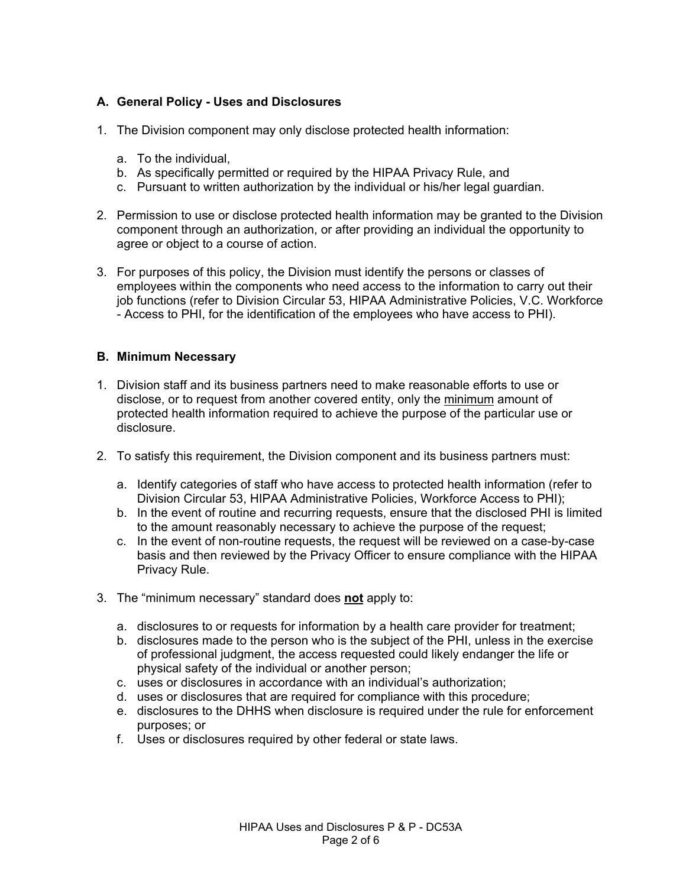### A. General Policy - Uses and Disclosures

1. The Division component may only disclose protected health information:

    a. To the individual,
    b. As specifically permitted or required by the HIPAA Privacy Rule, and
    c. Pursuant to written authorization by the individual or his/her legal guardian.

2. Permission to use or disclose protected health information may be granted to the Division component through an authorization, or after providing an individual the opportunity to agree or object to a course of action.

3. For purposes of this policy, the Division must identify the persons or classes of employees within the components who need access to the information to carry out their job functions (refer to Division Circular 53, HIPAA Administrative Policies, V.C. Workforce - Access to PHI, for the identification of the employees who have access to PHI).

### B. Minimum Necessary

1. Division staff and its business partners need to make reasonable efforts to use or disclose, or to request from another covered entity, only the <u>minimum</u> amount of protected health information required to achieve the purpose of the particular use or disclosure.

2. To satisfy this requirement, the Division component and its business partners must:

    a. Identify categories of staff who have access to protected health information (refer to Division Circular 53, HIPAA Administrative Policies, Workforce Access to PHI);
    b. In the event of routine and recurring requests, ensure that the disclosed PHI is limited to the amount reasonably necessary to achieve the purpose of the request;
    c. In the event of non-routine requests, the request will be reviewed on a case-by-case basis and then reviewed by the Privacy Officer to ensure compliance with the HIPAA Privacy Rule.

3. The "minimum necessary" standard does <u>**not**</u> apply to:

    a. disclosures to or requests for information by a health care provider for treatment;
    b. disclosures made to the person who is the subject of the PHI, unless in the exercise of professional judgment, the access requested could likely endanger the life or physical safety of the individual or another person;
    c. uses or disclosures in accordance with an individual's authorization;
    d. uses or disclosures that are required for compliance with this procedure;
    e. disclosures to the DHHS when disclosure is required under the rule for enforcement purposes; or
    f. Uses or disclosures required by other federal or state laws.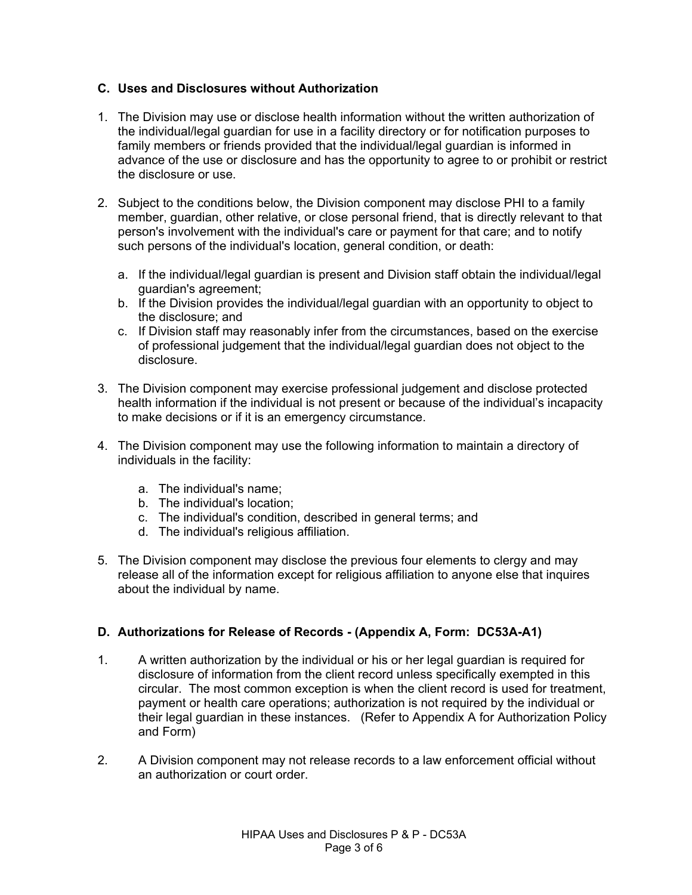### C. Uses and Disclosures without Authorization

1. The Division may use or disclose health information without the written authorization of the individual/legal guardian for use in a facility directory or for notification purposes to family members or friends provided that the individual/legal guardian is informed in advance of the use or disclosure and has the opportunity to agree to or prohibit or restrict the disclosure or use.

2. Subject to the conditions below, the Division component may disclose PHI to a family member, guardian, other relative, or close personal friend, that is directly relevant to that person's involvement with the individual's care or payment for that care; and to notify such persons of the individual's location, general condition, or death:

   a. If the individual/legal guardian is present and Division staff obtain the individual/legal guardian's agreement;
   b. If the Division provides the individual/legal guardian with an opportunity to object to the disclosure; and
   c. If Division staff may reasonably infer from the circumstances, based on the exercise of professional judgement that the individual/legal guardian does not object to the disclosure.

3. The Division component may exercise professional judgement and disclose protected health information if the individual is not present or because of the individual's incapacity to make decisions or if it is an emergency circumstance.

4. The Division component may use the following information to maintain a directory of individuals in the facility:

   a. The individual's name;
   b. The individual's location;
   c. The individual's condition, described in general terms; and
   d. The individual's religious affiliation.

5. The Division component may disclose the previous four elements to clergy and may release all of the information except for religious affiliation to anyone else that inquires about the individual by name.

### D. Authorizations for Release of Records - (Appendix A, Form: DC53A-A1)

1. A written authorization by the individual or his or her legal guardian is required for disclosure of information from the client record unless specifically exempted in this circular. The most common exception is when the client record is used for treatment, payment or health care operations; authorization is not required by the individual or their legal guardian in these instances. (Refer to Appendix A for Authorization Policy and Form)

2. A Division component may not release records to a law enforcement official without an authorization or court order.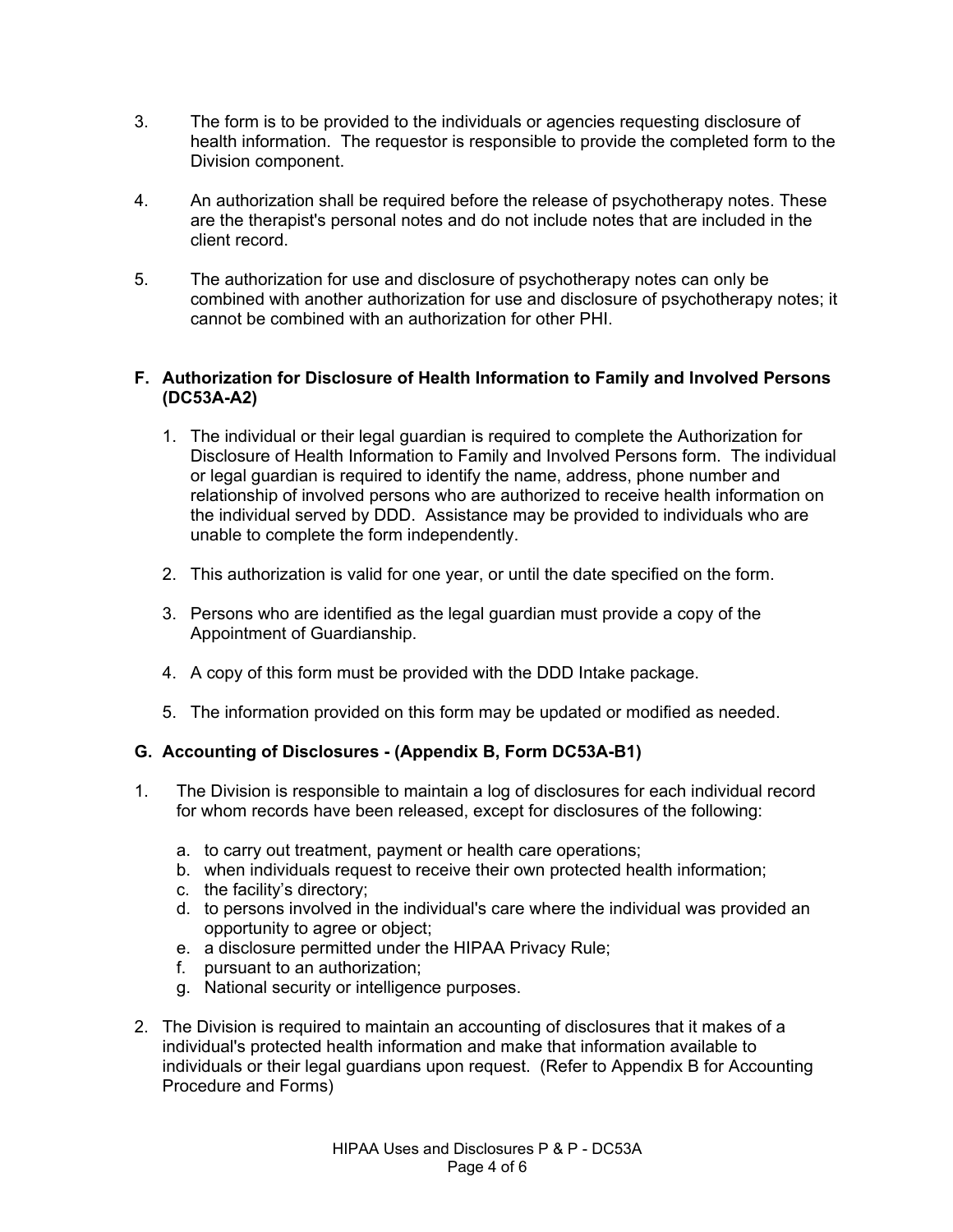3. The form is to be provided to the individuals or agencies requesting disclosure of health information. The requestor is responsible to provide the completed form to the Division component.

4. An authorization shall be required before the release of psychotherapy notes. These are the therapist's personal notes and do not include notes that are included in the client record.

5. The authorization for use and disclosure of psychotherapy notes can only be combined with another authorization for use and disclosure of psychotherapy notes; it cannot be combined with an authorization for other PHI.

### F. Authorization for Disclosure of Health Information to Family and Involved Persons (DC53A-A2)

1. The individual or their legal guardian is required to complete the Authorization for Disclosure of Health Information to Family and Involved Persons form. The individual or legal guardian is required to identify the name, address, phone number and relationship of involved persons who are authorized to receive health information on the individual served by DDD. Assistance may be provided to individuals who are unable to complete the form independently.

2. This authorization is valid for one year, or until the date specified on the form.

3. Persons who are identified as the legal guardian must provide a copy of the Appointment of Guardianship.

4. A copy of this form must be provided with the DDD Intake package.

5. The information provided on this form may be updated or modified as needed.

### G. Accounting of Disclosures - (Appendix B, Form DC53A-B1)

1. The Division is responsible to maintain a log of disclosures for each individual record for whom records have been released, except for disclosures of the following:

   a. to carry out treatment, payment or health care operations;
   b. when individuals request to receive their own protected health information;
   c. the facility's directory;
   d. to persons involved in the individual's care where the individual was provided an opportunity to agree or object;
   e. a disclosure permitted under the HIPAA Privacy Rule;
   f. pursuant to an authorization;
   g. National security or intelligence purposes.

2. The Division is required to maintain an accounting of disclosures that it makes of a individual's protected health information and make that information available to individuals or their legal guardians upon request. (Refer to Appendix B for Accounting Procedure and Forms)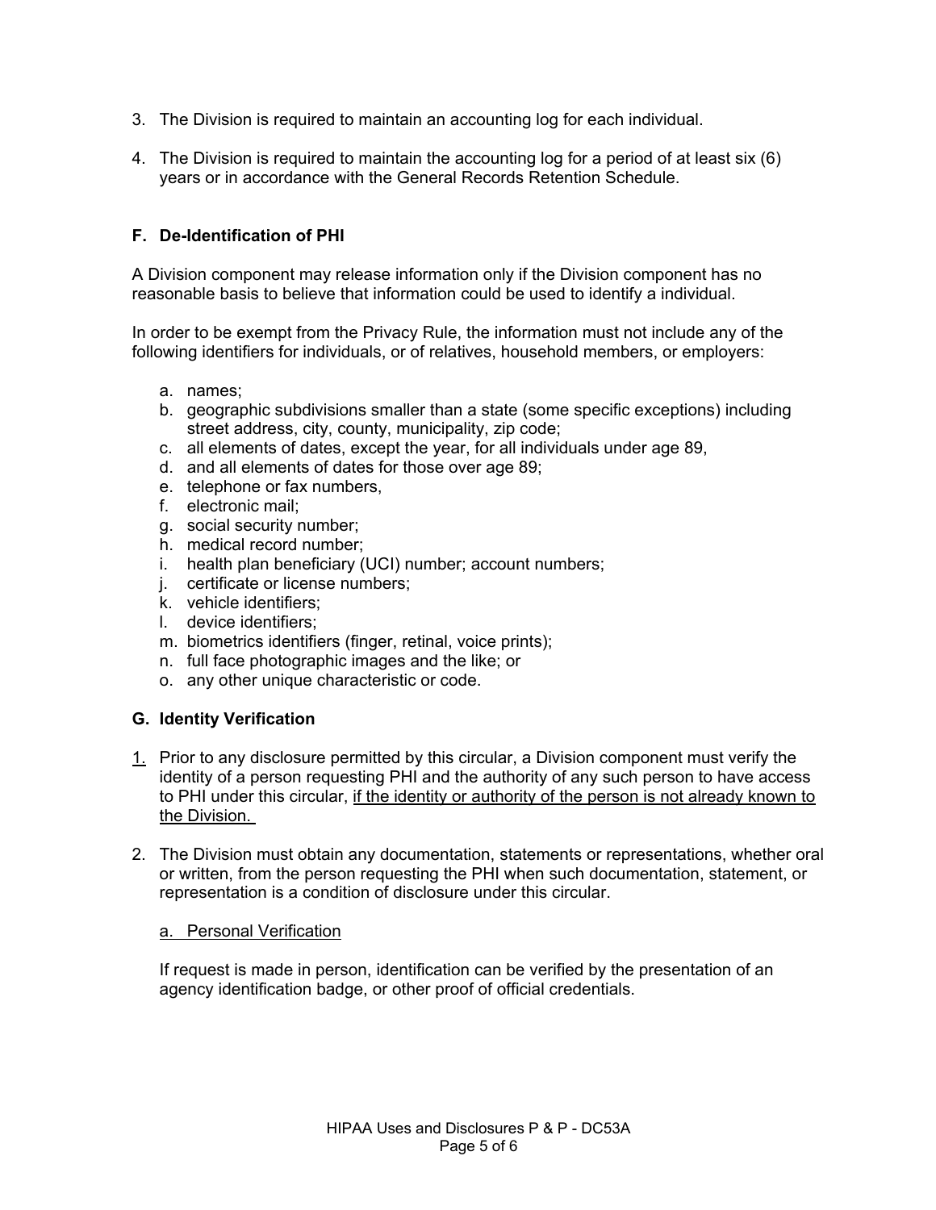3. The Division is required to maintain an accounting log for each individual.

4. The Division is required to maintain the accounting log for a period of at least six (6) years or in accordance with the General Records Retention Schedule.

### F. De-Identification of PHI

A Division component may release information only if the Division component has no reasonable basis to believe that information could be used to identify a individual.

In order to be exempt from the Privacy Rule, the information must not include any of the following identifiers for individuals, or of relatives, household members, or employers:

a. names;
b. geographic subdivisions smaller than a state (some specific exceptions) including street address, city, county, municipality, zip code;
c. all elements of dates, except the year, for all individuals under age 89,
d. and all elements of dates for those over age 89;
e. telephone or fax numbers,
f. electronic mail;
g. social security number;
h. medical record number;
i. health plan beneficiary (UCI) number; account numbers;
j. certificate or license numbers;
k. vehicle identifiers;
l. device identifiers;
m. biometrics identifiers (finger, retinal, voice prints);
n. full face photographic images and the like; or
o. any other unique characteristic or code.

### G. Identity Verification

1. Prior to any disclosure permitted by this circular, a Division component must verify the identity of a person requesting PHI and the authority of any such person to have access to PHI under this circular, <u>if the identity or authority of the person is not already known to the Division.</u>

2. The Division must obtain any documentation, statements or representations, whether oral or written, from the person requesting the PHI when such documentation, statement, or representation is a condition of disclosure under this circular.

   <u>a. Personal Verification</u>

   If request is made in person, identification can be verified by the presentation of an agency identification badge, or other proof of official credentials.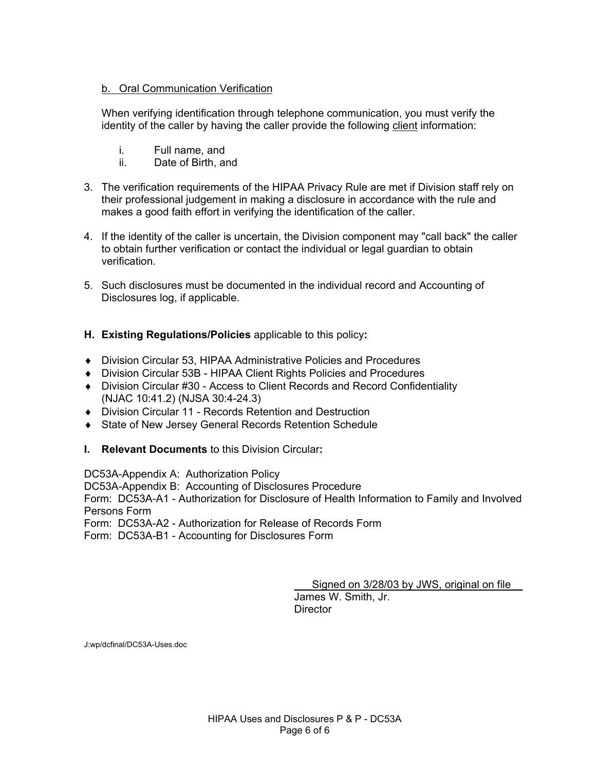b. Oral Communication Verification

When verifying identification through telephone communication, you must verify the identity of the caller by having the caller provide the following client information:

i. Full name, and
ii. Date of Birth, and

3. The verification requirements of the HIPAA Privacy Rule are met if Division staff rely on their professional judgement in making a disclosure in accordance with the rule and makes a good faith effort in verifying the identification of the caller.

4. If the identity of the caller is uncertain, the Division component may "call back" the caller to obtain further verification or contact the individual or legal guardian to obtain verification.

5. Such disclosures must be documented in the individual record and Accounting of Disclosures log, if applicable.

**H. Existing Regulations/Policies** applicable to this policy**:**

- Division Circular 53, HIPAA Administrative Policies and Procedures
- Division Circular 53B - HIPAA Client Rights Policies and Procedures
- Division Circular #30 - Access to Client Records and Record Confidentiality (NJAC 10:41.2) (NJSA 30:4-24.3)
- Division Circular 11 - Records Retention and Destruction
- State of New Jersey General Records Retention Schedule

**I. Relevant Documents** to this Division Circular**:**

DC53A-Appendix A: Authorization Policy
DC53A-Appendix B: Accounting of Disclosures Procedure
Form: DC53A-A1 - Authorization for Disclosure of Health Information to Family and Involved Persons Form
Form: DC53A-A2 - Authorization for Release of Records Form
Form: DC53A-B1 - Accounting for Disclosures Form

Signed on 3/28/03 by JWS, original on file
James W. Smith, Jr.
Director

J:wp/dcfinal/DC53A-Uses.doc